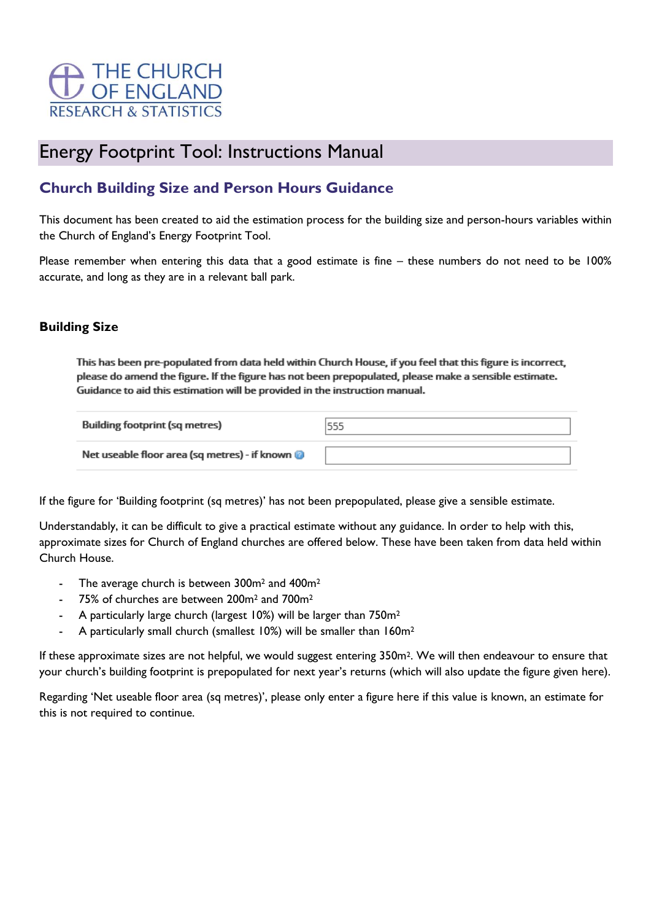THE CHURCH OF ENGLAND
RESEARCH & STATISTICS

# Energy Footprint Tool: Instructions Manual

## Church Building Size and Person Hours Guidance

This document has been created to aid the estimation process for the building size and person-hours variables within the Church of England's Energy Footprint Tool.

Please remember when entering this data that a good estimate is fine – these numbers do not need to be 100% accurate, and long as they are in a relevant ball park.

### Building Size

This has been pre-populated from data held within Church House, if you feel that this figure is incorrect, please do amend the figure. If the figure has not been prepopulated, please make a sensible estimate. Guidance to aid this estimation will be provided in the instruction manual.

| Building footprint (sq metres) | 555 |
|---|---|
| Net useable floor area (sq metres) - if known | |

If the figure for 'Building footprint (sq metres)' has not been prepopulated, please give a sensible estimate.

Understandably, it can be difficult to give a practical estimate without any guidance. In order to help with this, approximate sizes for Church of England churches are offered below. These have been taken from data held within Church House.

- The average church is between $300m^2$ and $400m^2$
- 75% of churches are between $200m^2$ and $700m^2$
- A particularly large church (largest 10%) will be larger than $750m^2$
- A particularly small church (smallest 10%) will be smaller than $160m^2$

If these approximate sizes are not helpful, we would suggest entering $350m^2$. We will then endeavour to ensure that your church's building footprint is prepopulated for next year's returns (which will also update the figure given here).

Regarding 'Net useable floor area (sq metres)', please only enter a figure here if this value is known, an estimate for this is not required to continue.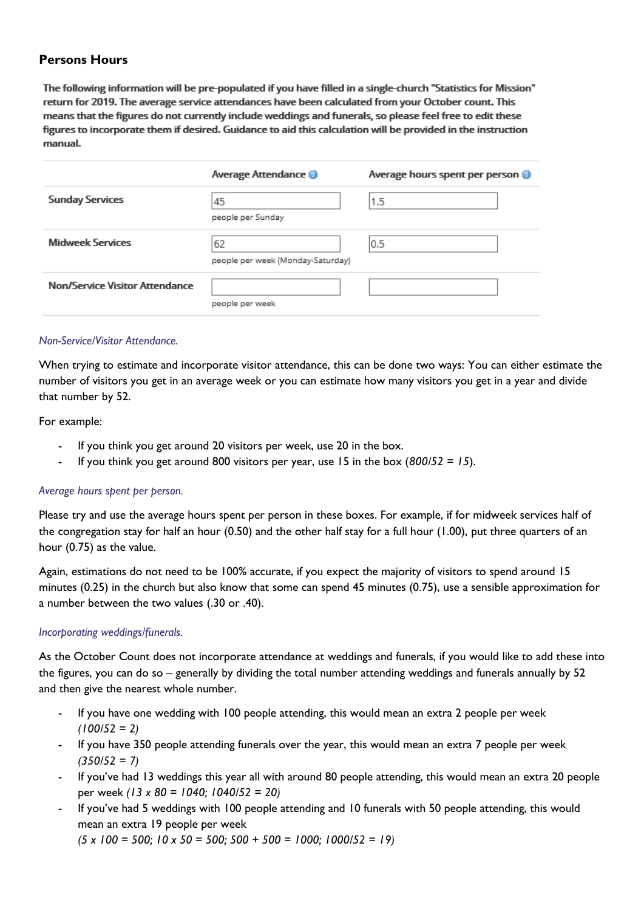### Persons Hours

The following information will be pre-populated if you have filled in a single-church "Statistics for Mission" return for 2019. The average service attendances have been calculated from your October count. This means that the figures do not currently include weddings and funerals, so please feel free to edit these figures to incorporate them if desired. Guidance to aid this calculation will be provided in the instruction manual.

| | Average Attendance | Average hours spent per person |
| --- | --- | --- |
| Sunday Services | 45<br>people per Sunday | 1.5 |
| Midweek Services | 62<br>people per week (Monday-Saturday) | 0.5 |
| Non/Service Visitor Attendance | <br>people per week | |

*Non-Service/Visitor Attendance.*

When trying to estimate and incorporate visitor attendance, this can be done two ways: You can either estimate the number of visitors you get in an average week or you can estimate how many visitors you get in a year and divide that number by 52.

For example:

- If you think you get around 20 visitors per week, use 20 in the box.
- If you think you get around 800 visitors per year, use 15 in the box (*800/52 = 15*).

*Average hours spent per person.*

Please try and use the average hours spent per person in these boxes. For example, if for midweek services half of the congregation stay for half an hour (0.50) and the other half stay for a full hour (1.00), put three quarters of an hour (0.75) as the value.

Again, estimations do not need to be 100% accurate, if you expect the majority of visitors to spend around 15 minutes (0.25) in the church but also know that some can spend 45 minutes (0.75), use a sensible approximation for a number between the two values (.30 or .40).

*Incorporating weddings/funerals.*

As the October Count does not incorporate attendance at weddings and funerals, if you would like to add these into the figures, you can do so – generally by dividing the total number attending weddings and funerals annually by 52 and then give the nearest whole number.

- If you have one wedding with 100 people attending, this would mean an extra 2 people per week *(100/52 = 2)*
- If you have 350 people attending funerals over the year, this would mean an extra 7 people per week *(350/52 = 7)*
- If you've had 13 weddings this year all with around 80 people attending, this would mean an extra 20 people per week *(13 x 80 = 1040; 1040/52 = 20)*
- If you've had 5 weddings with 100 people attending and 10 funerals with 50 people attending, this would mean an extra 19 people per week
  *(5 x 100 = 500; 10 x 50 = 500; 500 + 500 = 1000; 1000/52 = 19)*